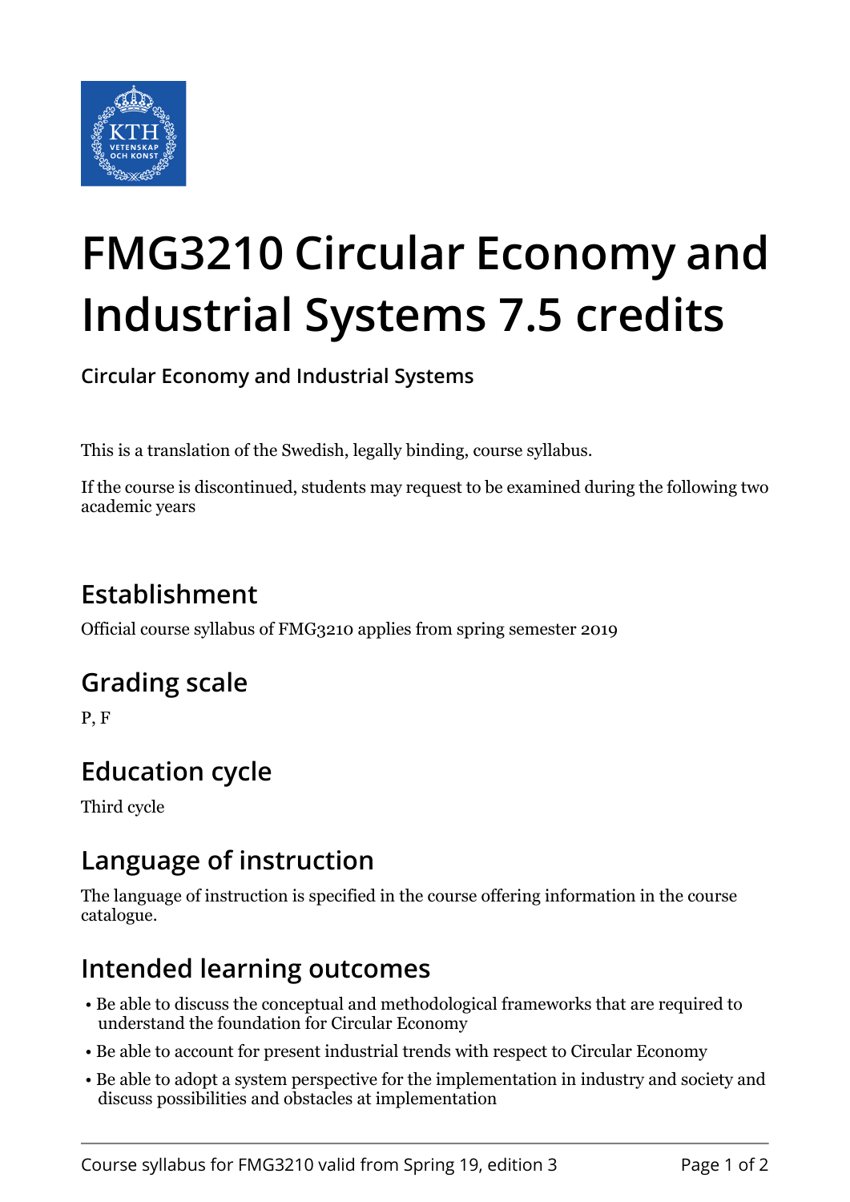# FMG3210 Circular Economy and Industrial Systems 7.5 credits

**Circular Economy and Industrial Systems**

This is a translation of the Swedish, legally binding, course syllabus.

If the course is discontinued, students may request to be examined during the following two academic years

## Establishment

Official course syllabus of FMG3210 applies from spring semester 2019

## Grading scale

P, F

## Education cycle

Third cycle

## Language of instruction

The language of instruction is specified in the course offering information in the course catalogue.

## Intended learning outcomes

- Be able to discuss the conceptual and methodological frameworks that are required to understand the foundation for Circular Economy
- Be able to account for present industrial trends with respect to Circular Economy
- Be able to adopt a system perspective for the implementation in industry and society and discuss possibilities and obstacles at implementation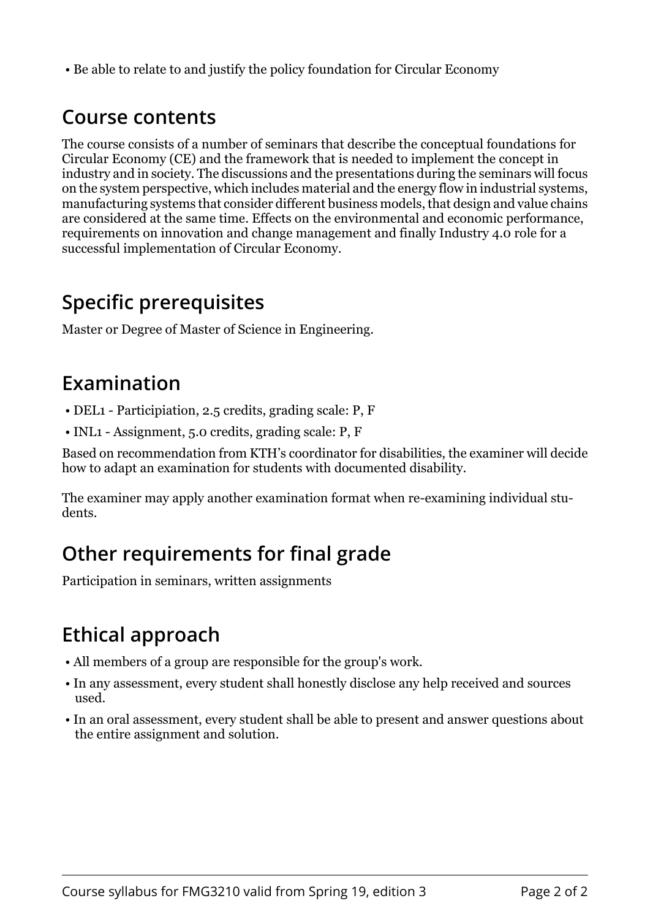- Be able to relate to and justify the policy foundation for Circular Economy

## Course contents

The course consists of a number of seminars that describe the conceptual foundations for Circular Economy (CE) and the framework that is needed to implement the concept in industry and in society. The discussions and the presentations during the seminars will focus on the system perspective, which includes material and the energy flow in industrial systems, manufacturing systems that consider different business models, that design and value chains are considered at the same time. Effects on the environmental and economic performance, requirements on innovation and change management and finally Industry 4.0 role for a successful implementation of Circular Economy.

## Specific prerequisites

Master or Degree of Master of Science in Engineering.

## Examination

- DEL1 - Participiation, 2.5 credits, grading scale: P, F
- INL1 - Assignment, 5.0 credits, grading scale: P, F

Based on recommendation from KTH's coordinator for disabilities, the examiner will decide how to adapt an examination for students with documented disability.

The examiner may apply another examination format when re-examining individual students.

## Other requirements for final grade

Participation in seminars, written assignments

## Ethical approach

- All members of a group are responsible for the group's work.
- In any assessment, every student shall honestly disclose any help received and sources used.
- In an oral assessment, every student shall be able to present and answer questions about the entire assignment and solution.